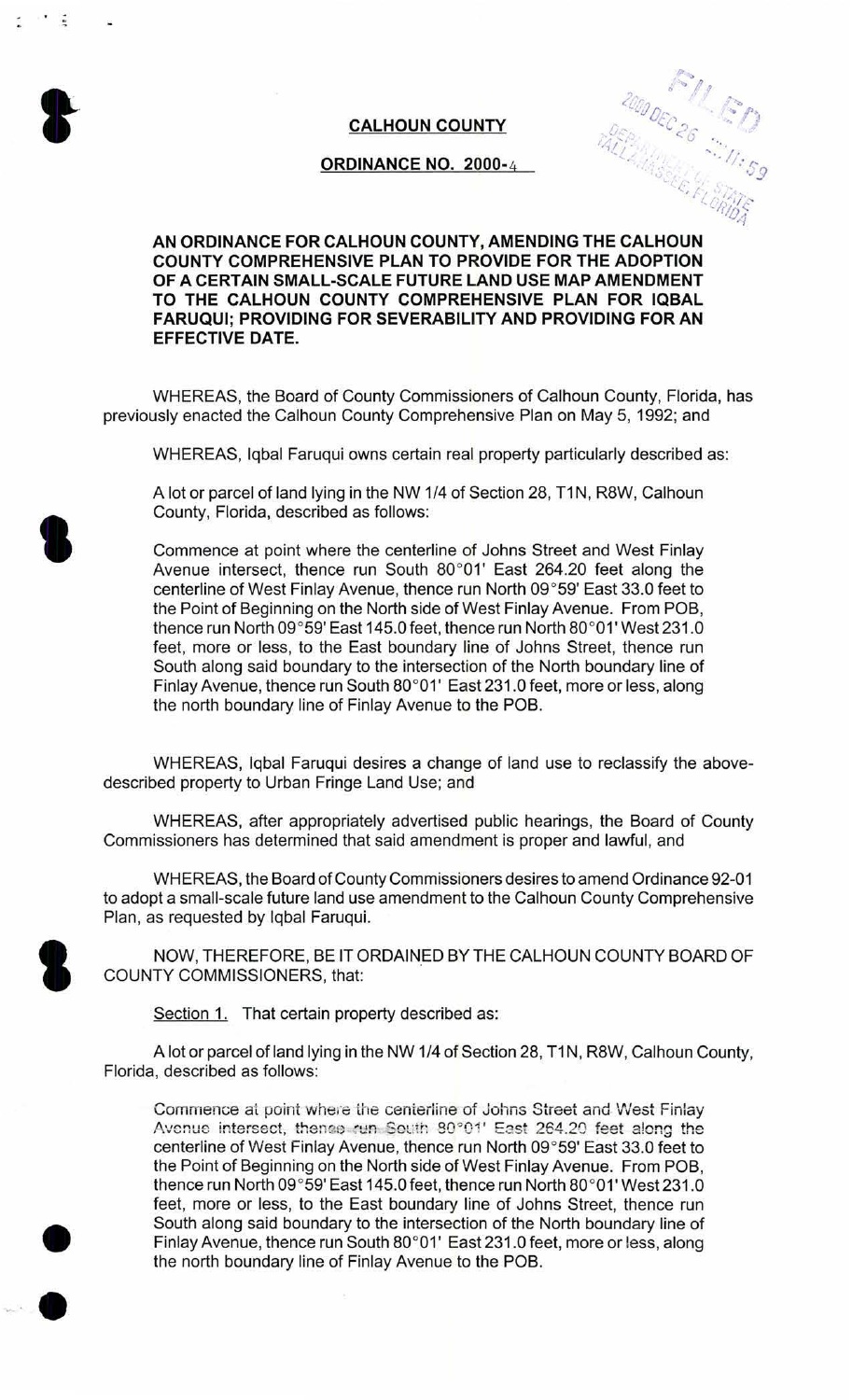**CALHOUN COUNTY**

**ORDINANCE NO. 2000-4**

FILED
2000 DEC 26 11:59
DEPARTMENT OF STATE
TALLAHASSEE, FLORIDA

**AN ORDINANCE FOR CALHOUN COUNTY, AMENDING THE CALHOUN COUNTY COMPREHENSIVE PLAN TO PROVIDE FOR THE ADOPTION OF A CERTAIN SMALL-SCALE FUTURE LAND USE MAP AMENDMENT TO THE CALHOUN COUNTY COMPREHENSIVE PLAN FOR IQBAL FARUQUI; PROVIDING FOR SEVERABILITY AND PROVIDING FOR AN EFFECTIVE DATE.**

WHEREAS, the Board of County Commissioners of Calhoun County, Florida, has previously enacted the Calhoun County Comprehensive Plan on May 5, 1992; and

WHEREAS, Iqbal Faruqui owns certain real property particularly described as:

A lot or parcel of land lying in the NW 1/4 of Section 28, T1N, R8W, Calhoun County, Florida, described as follows:

> Commence at point where the centerline of Johns Street and West Finlay Avenue intersect, thence run South 80°01' East 264.20 feet along the centerline of West Finlay Avenue, thence run North 09°59' East 33.0 feet to the Point of Beginning on the North side of West Finlay Avenue. From POB, thence run North 09°59' East 145.0 feet, thence run North 80°01' West 231.0 feet, more or less, to the East boundary line of Johns Street, thence run South along said boundary to the intersection of the North boundary line of Finlay Avenue, thence run South 80°01' East 231.0 feet, more or less, along the north boundary line of Finlay Avenue to the POB.

WHEREAS, Iqbal Faruqui desires a change of land use to reclassify the above-described property to Urban Fringe Land Use; and

WHEREAS, after appropriately advertised public hearings, the Board of County Commissioners has determined that said amendment is proper and lawful, and

WHEREAS, the Board of County Commissioners desires to amend Ordinance 92-01 to adopt a small-scale future land use amendment to the Calhoun County Comprehensive Plan, as requested by Iqbal Faruqui.

NOW, THEREFORE, BE IT ORDAINED BY THE CALHOUN COUNTY BOARD OF COUNTY COMMISSIONERS, that:

Section 1. That certain property described as:

A lot or parcel of land lying in the NW 1/4 of Section 28, T1N, R8W, Calhoun County, Florida, described as follows:

> Commence at point where the centerline of Johns Street and West Finlay Avenue intersect, thence run South 80°01' East 264.20 feet along the centerline of West Finlay Avenue, thence run North 09°59' East 33.0 feet to the Point of Beginning on the North side of West Finlay Avenue. From POB, thence run North 09°59' East 145.0 feet, thence run North 80°01' West 231.0 feet, more or less, to the East boundary line of Johns Street, thence run South along said boundary to the intersection of the North boundary line of Finlay Avenue, thence run South 80°01' East 231.0 feet, more or less, along the north boundary line of Finlay Avenue to the POB.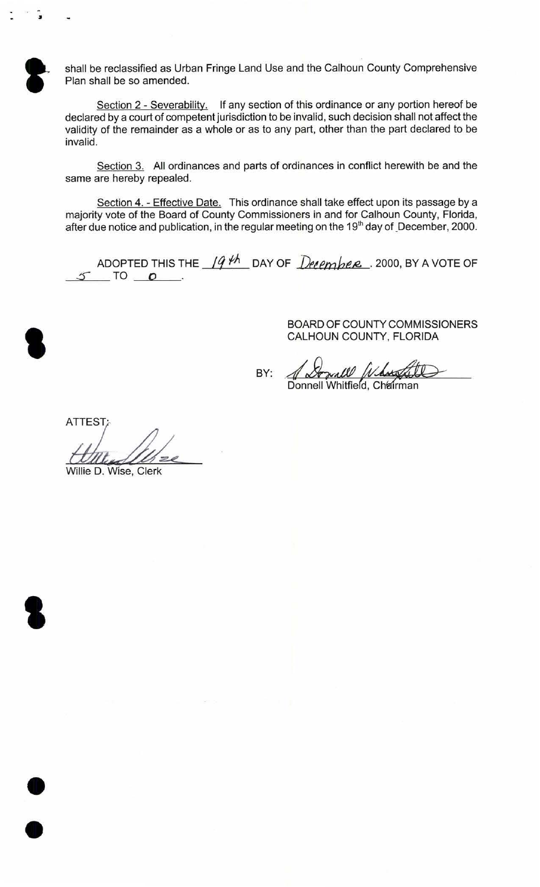shall be reclassified as Urban Fringe Land Use and the Calhoun County Comprehensive Plan shall be so amended.

Section 2 - Severability. If any section of this ordinance or any portion hereof be declared by a court of competent jurisdiction to be invalid, such decision shall not affect the validity of the remainder as a whole or as to any part, other than the part declared to be invalid.

Section 3. All ordinances and parts of ordinances in conflict herewith be and the same are hereby repealed.

Section 4. - Effective Date. This ordinance shall take effect upon its passage by a majority vote of the Board of County Commissioners in and for Calhoun County, Florida, after due notice and publication, in the regular meeting on the 19th day of December, 2000.

ADOPTED THIS THE 19th DAY OF December, 2000, BY A VOTE OF 5 TO 0.

BOARD OF COUNTY COMMISSIONERS
CALHOUN COUNTY, FLORIDA

BY: _______________
Donnell Whitfield, Chairman

ATTEST:

_______________
Willie D. Wise, Clerk